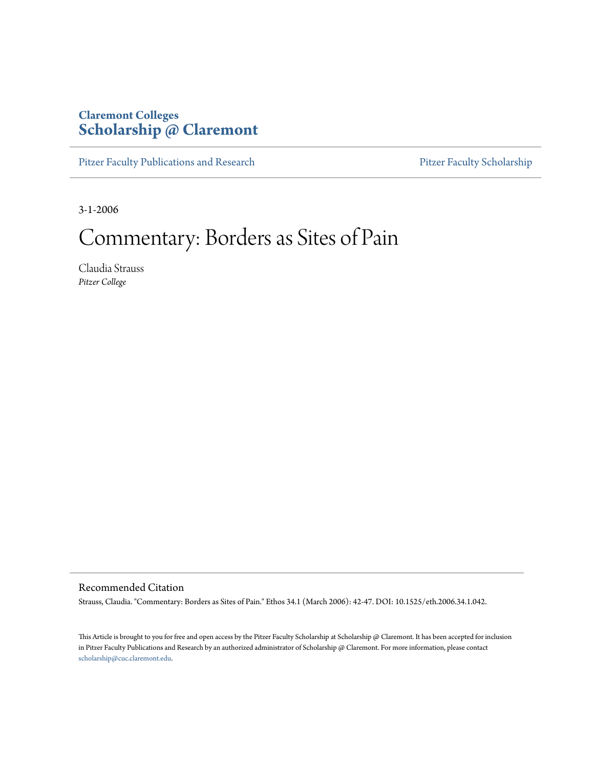Claremont Colleges
**Scholarship @ Claremont**

Pitzer Faculty Publications and Research

Pitzer Faculty Scholarship

3-1-2006

# Commentary: Borders as Sites of Pain

Claudia Strauss
*Pitzer College*

## Recommended Citation

Strauss, Claudia. "Commentary: Borders as Sites of Pain." Ethos 34.1 (March 2006): 42-47. DOI: 10.1525/eth.2006.34.1.042.

This Article is brought to you for free and open access by the Pitzer Faculty Scholarship at Scholarship @ Claremont. It has been accepted for inclusion in Pitzer Faculty Publications and Research by an authorized administrator of Scholarship @ Claremont. For more information, please contact scholarship@cuc.claremont.edu.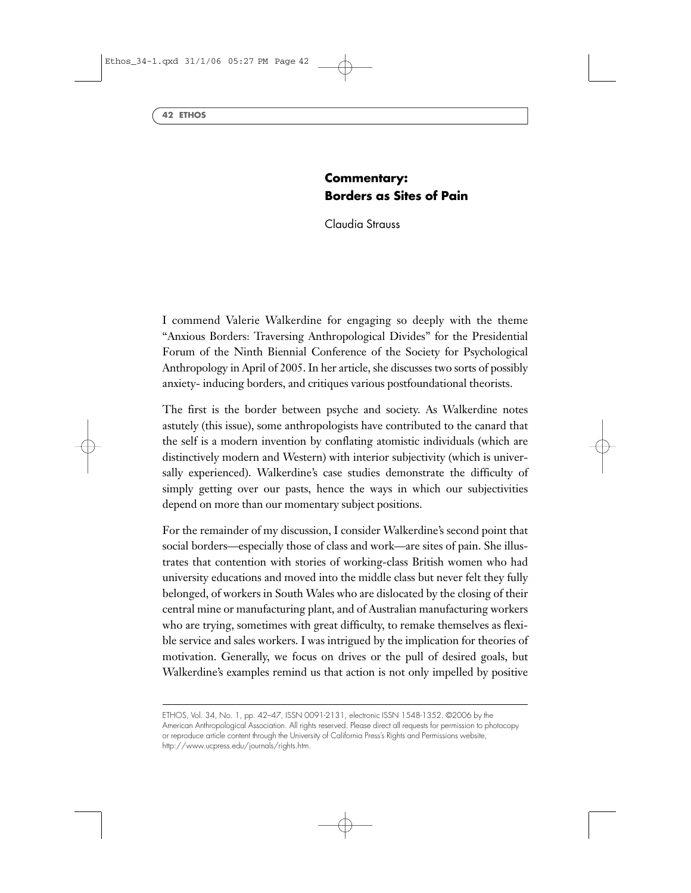## Commentary: Borders as Sites of Pain

Claudia Strauss

I commend Valerie Walkerdine for engaging so deeply with the theme "Anxious Borders: Traversing Anthropological Divides" for the Presidential Forum of the Ninth Biennial Conference of the Society for Psychological Anthropology in April of 2005. In her article, she discusses two sorts of possibly anxiety- inducing borders, and critiques various postfoundational theorists.

The first is the border between psyche and society. As Walkerdine notes astutely (this issue), some anthropologists have contributed to the canard that the self is a modern invention by conflating atomistic individuals (which are distinctively modern and Western) with interior subjectivity (which is universally experienced). Walkerdine's case studies demonstrate the difficulty of simply getting over our pasts, hence the ways in which our subjectivities depend on more than our momentary subject positions.

For the remainder of my discussion, I consider Walkerdine's second point that social borders—especially those of class and work—are sites of pain. She illustrates that contention with stories of working-class British women who had university educations and moved into the middle class but never felt they fully belonged, of workers in South Wales who are dislocated by the closing of their central mine or manufacturing plant, and of Australian manufacturing workers who are trying, sometimes with great difficulty, to remake themselves as flexible service and sales workers. I was intrigued by the implication for theories of motivation. Generally, we focus on drives or the pull of desired goals, but Walkerdine's examples remind us that action is not only impelled by positive

ETHOS, Vol. 34, No. 1, pp. 42–47, ISSN 0091-2131, electronic ISSN 1548-1352. ©2006 by the American Anthropological Association. All rights reserved. Please direct all requests for permission to photocopy or reproduce article content through the University of California Press's Rights and Permissions website, http://www.ucpress.edu/journals/rights.htm.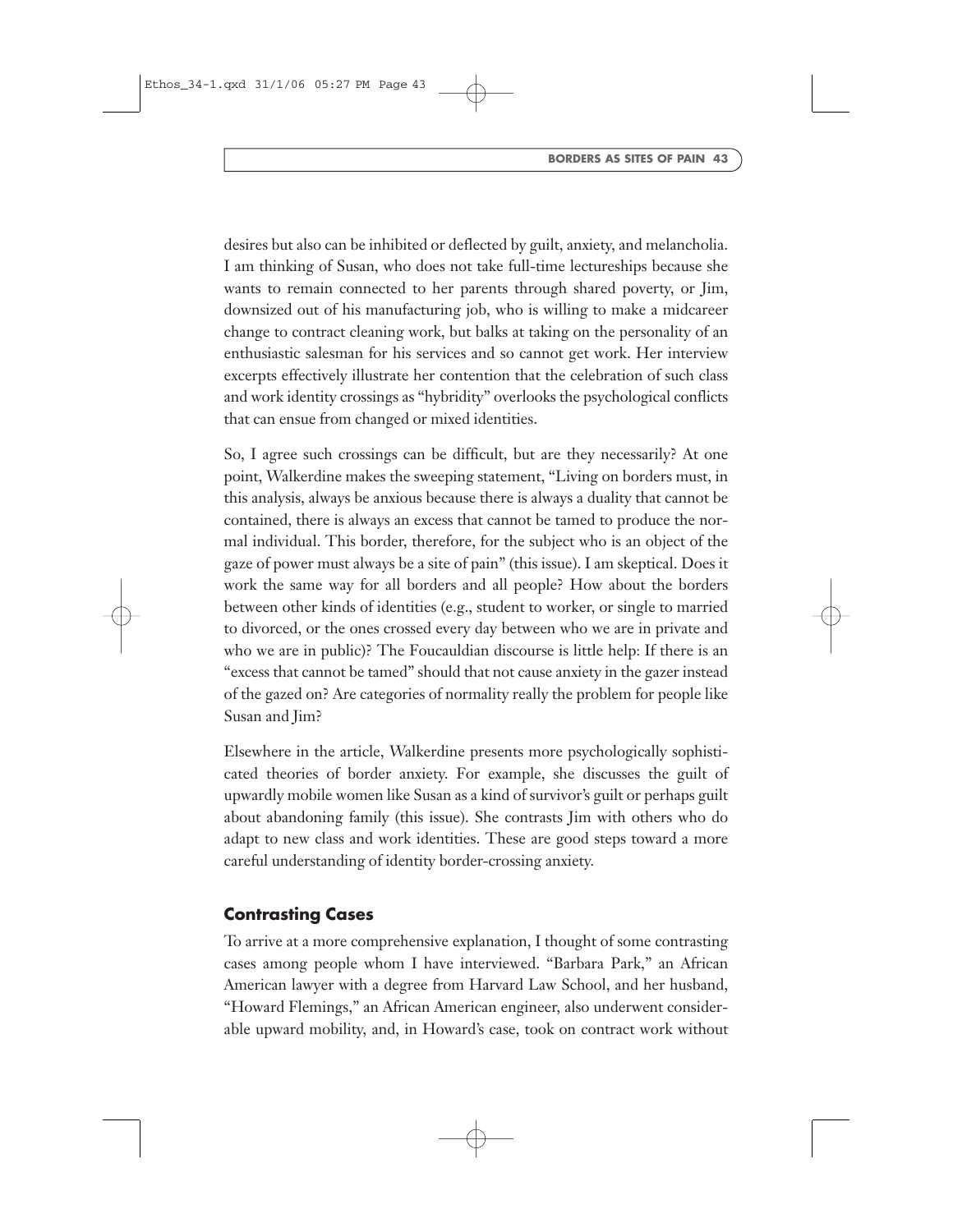desires but also can be inhibited or deflected by guilt, anxiety, and melancholia. I am thinking of Susan, who does not take full-time lectureships because she wants to remain connected to her parents through shared poverty, or Jim, downsized out of his manufacturing job, who is willing to make a midcareer change to contract cleaning work, but balks at taking on the personality of an enthusiastic salesman for his services and so cannot get work. Her interview excerpts effectively illustrate her contention that the celebration of such class and work identity crossings as "hybridity" overlooks the psychological conflicts that can ensue from changed or mixed identities.

So, I agree such crossings can be difficult, but are they necessarily? At one point, Walkerdine makes the sweeping statement, "Living on borders must, in this analysis, always be anxious because there is always a duality that cannot be contained, there is always an excess that cannot be tamed to produce the normal individual. This border, therefore, for the subject who is an object of the gaze of power must always be a site of pain" (this issue). I am skeptical. Does it work the same way for all borders and all people? How about the borders between other kinds of identities (e.g., student to worker, or single to married to divorced, or the ones crossed every day between who we are in private and who we are in public)? The Foucauldian discourse is little help: If there is an "excess that cannot be tamed" should that not cause anxiety in the gazer instead of the gazed on? Are categories of normality really the problem for people like Susan and Jim?

Elsewhere in the article, Walkerdine presents more psychologically sophisticated theories of border anxiety. For example, she discusses the guilt of upwardly mobile women like Susan as a kind of survivor's guilt or perhaps guilt about abandoning family (this issue). She contrasts Jim with others who do adapt to new class and work identities. These are good steps toward a more careful understanding of identity border-crossing anxiety.

## Contrasting Cases

To arrive at a more comprehensive explanation, I thought of some contrasting cases among people whom I have interviewed. "Barbara Park," an African American lawyer with a degree from Harvard Law School, and her husband, "Howard Flemings," an African American engineer, also underwent considerable upward mobility, and, in Howard's case, took on contract work without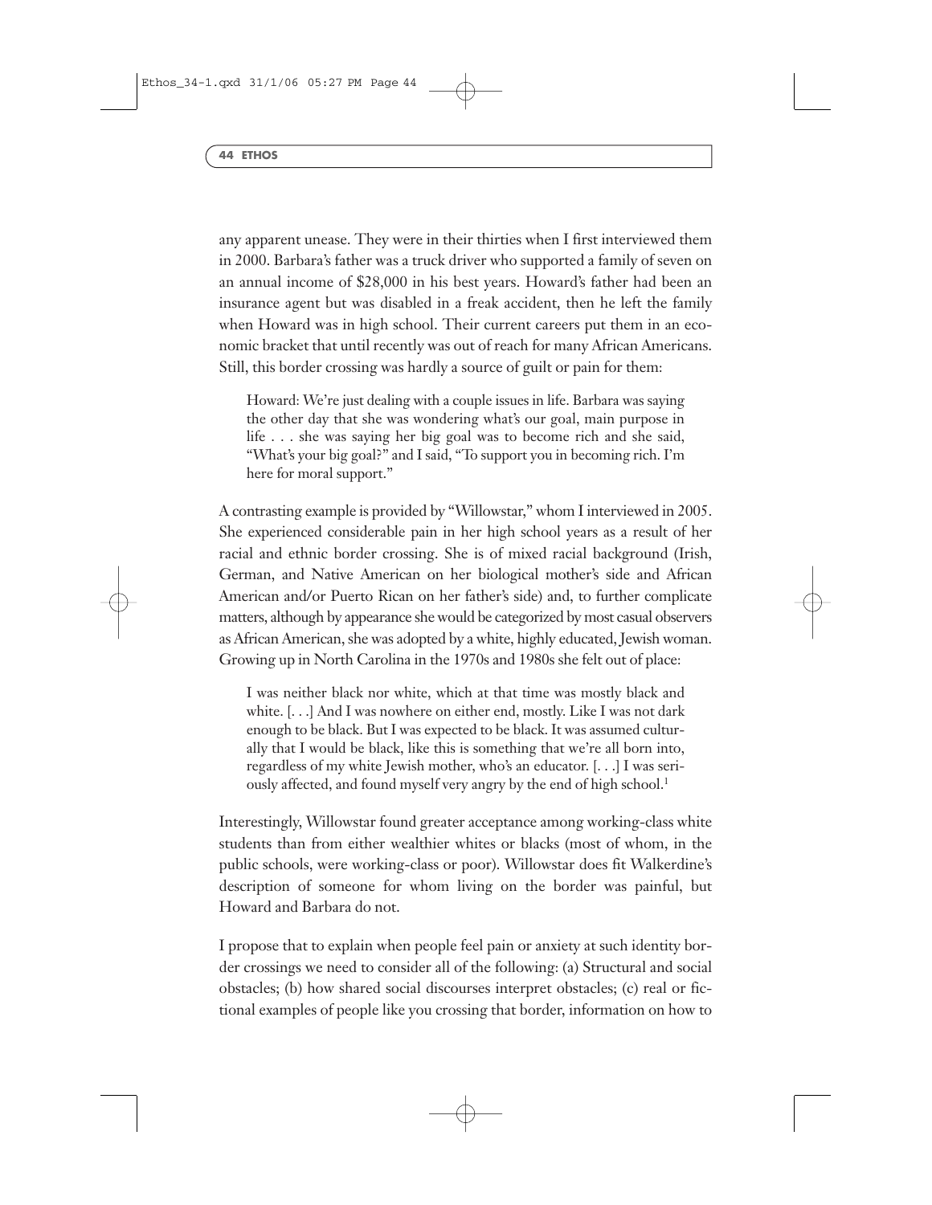any apparent unease. They were in their thirties when I first interviewed them in 2000. Barbara's father was a truck driver who supported a family of seven on an annual income of $28,000 in his best years. Howard's father had been an insurance agent but was disabled in a freak accident, then he left the family when Howard was in high school. Their current careers put them in an economic bracket that until recently was out of reach for many African Americans. Still, this border crossing was hardly a source of guilt or pain for them:

> Howard: We're just dealing with a couple issues in life. Barbara was saying the other day that she was wondering what's our goal, main purpose in life . . . she was saying her big goal was to become rich and she said, "What's your big goal?" and I said, "To support you in becoming rich. I'm here for moral support."

A contrasting example is provided by "Willowstar," whom I interviewed in 2005. She experienced considerable pain in her high school years as a result of her racial and ethnic border crossing. She is of mixed racial background (Irish, German, and Native American on her biological mother's side and African American and/or Puerto Rican on her father's side) and, to further complicate matters, although by appearance she would be categorized by most casual observers as African American, she was adopted by a white, highly educated, Jewish woman. Growing up in North Carolina in the 1970s and 1980s she felt out of place:

> I was neither black nor white, which at that time was mostly black and white. [. . .] And I was nowhere on either end, mostly. Like I was not dark enough to be black. But I was expected to be black. It was assumed culturally that I would be black, like this is something that we're all born into, regardless of my white Jewish mother, who's an educator. [. . .] I was seriously affected, and found myself very angry by the end of high school.[1]

Interestingly, Willowstar found greater acceptance among working-class white students than from either wealthier whites or blacks (most of whom, in the public schools, were working-class or poor). Willowstar does fit Walkerdine's description of someone for whom living on the border was painful, but Howard and Barbara do not.

I propose that to explain when people feel pain or anxiety at such identity border crossings we need to consider all of the following: (a) Structural and social obstacles; (b) how shared social discourses interpret obstacles; (c) real or fictional examples of people like you crossing that border, information on how to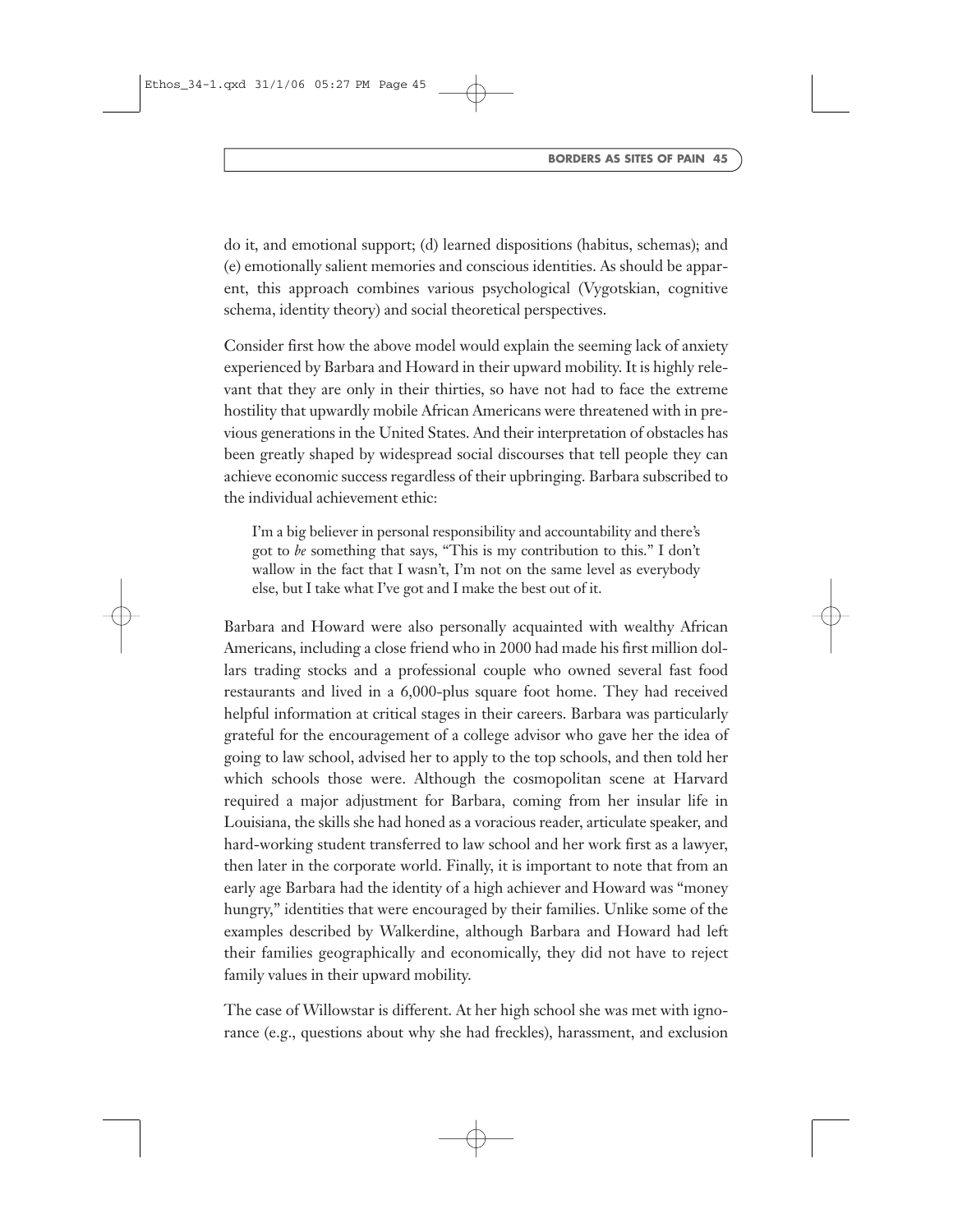do it, and emotional support; (d) learned dispositions (habitus, schemas); and (e) emotionally salient memories and conscious identities. As should be apparent, this approach combines various psychological (Vygotskian, cognitive schema, identity theory) and social theoretical perspectives.

Consider first how the above model would explain the seeming lack of anxiety experienced by Barbara and Howard in their upward mobility. It is highly relevant that they are only in their thirties, so have not had to face the extreme hostility that upwardly mobile African Americans were threatened with in previous generations in the United States. And their interpretation of obstacles has been greatly shaped by widespread social discourses that tell people they can achieve economic success regardless of their upbringing. Barbara subscribed to the individual achievement ethic:

> I'm a big believer in personal responsibility and accountability and there's got to *be* something that says, "This is my contribution to this." I don't wallow in the fact that I wasn't, I'm not on the same level as everybody else, but I take what I've got and I make the best out of it.

Barbara and Howard were also personally acquainted with wealthy African Americans, including a close friend who in 2000 had made his first million dollars trading stocks and a professional couple who owned several fast food restaurants and lived in a 6,000-plus square foot home. They had received helpful information at critical stages in their careers. Barbara was particularly grateful for the encouragement of a college advisor who gave her the idea of going to law school, advised her to apply to the top schools, and then told her which schools those were. Although the cosmopolitan scene at Harvard required a major adjustment for Barbara, coming from her insular life in Louisiana, the skills she had honed as a voracious reader, articulate speaker, and hard-working student transferred to law school and her work first as a lawyer, then later in the corporate world. Finally, it is important to note that from an early age Barbara had the identity of a high achiever and Howard was "money hungry," identities that were encouraged by their families. Unlike some of the examples described by Walkerdine, although Barbara and Howard had left their families geographically and economically, they did not have to reject family values in their upward mobility.

The case of Willowstar is different. At her high school she was met with ignorance (e.g., questions about why she had freckles), harassment, and exclusion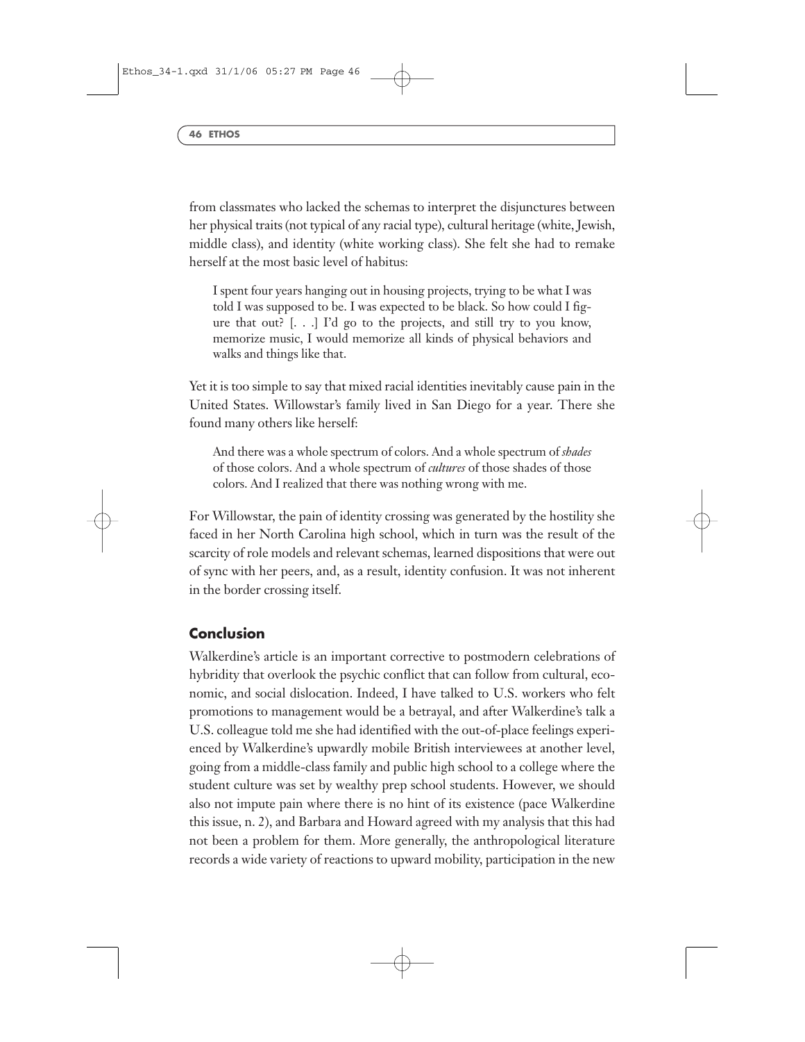from classmates who lacked the schemas to interpret the disjunctures between her physical traits (not typical of any racial type), cultural heritage (white, Jewish, middle class), and identity (white working class). She felt she had to remake herself at the most basic level of habitus:

> I spent four years hanging out in housing projects, trying to be what I was told I was supposed to be. I was expected to be black. So how could I figure that out? [. . .] I'd go to the projects, and still try to you know, memorize music, I would memorize all kinds of physical behaviors and walks and things like that.

Yet it is too simple to say that mixed racial identities inevitably cause pain in the United States. Willowstar's family lived in San Diego for a year. There she found many others like herself:

> And there was a whole spectrum of colors. And a whole spectrum of *shades* of those colors. And a whole spectrum of *cultures* of those shades of those colors. And I realized that there was nothing wrong with me.

For Willowstar, the pain of identity crossing was generated by the hostility she faced in her North Carolina high school, which in turn was the result of the scarcity of role models and relevant schemas, learned dispositions that were out of sync with her peers, and, as a result, identity confusion. It was not inherent in the border crossing itself.

## Conclusion

Walkerdine's article is an important corrective to postmodern celebrations of hybridity that overlook the psychic conflict that can follow from cultural, economic, and social dislocation. Indeed, I have talked to U.S. workers who felt promotions to management would be a betrayal, and after Walkerdine's talk a U.S. colleague told me she had identified with the out-of-place feelings experienced by Walkerdine's upwardly mobile British interviewees at another level, going from a middle-class family and public high school to a college where the student culture was set by wealthy prep school students. However, we should also not impute pain where there is no hint of its existence (pace Walkerdine this issue, n. 2), and Barbara and Howard agreed with my analysis that this had not been a problem for them. More generally, the anthropological literature records a wide variety of reactions to upward mobility, participation in the new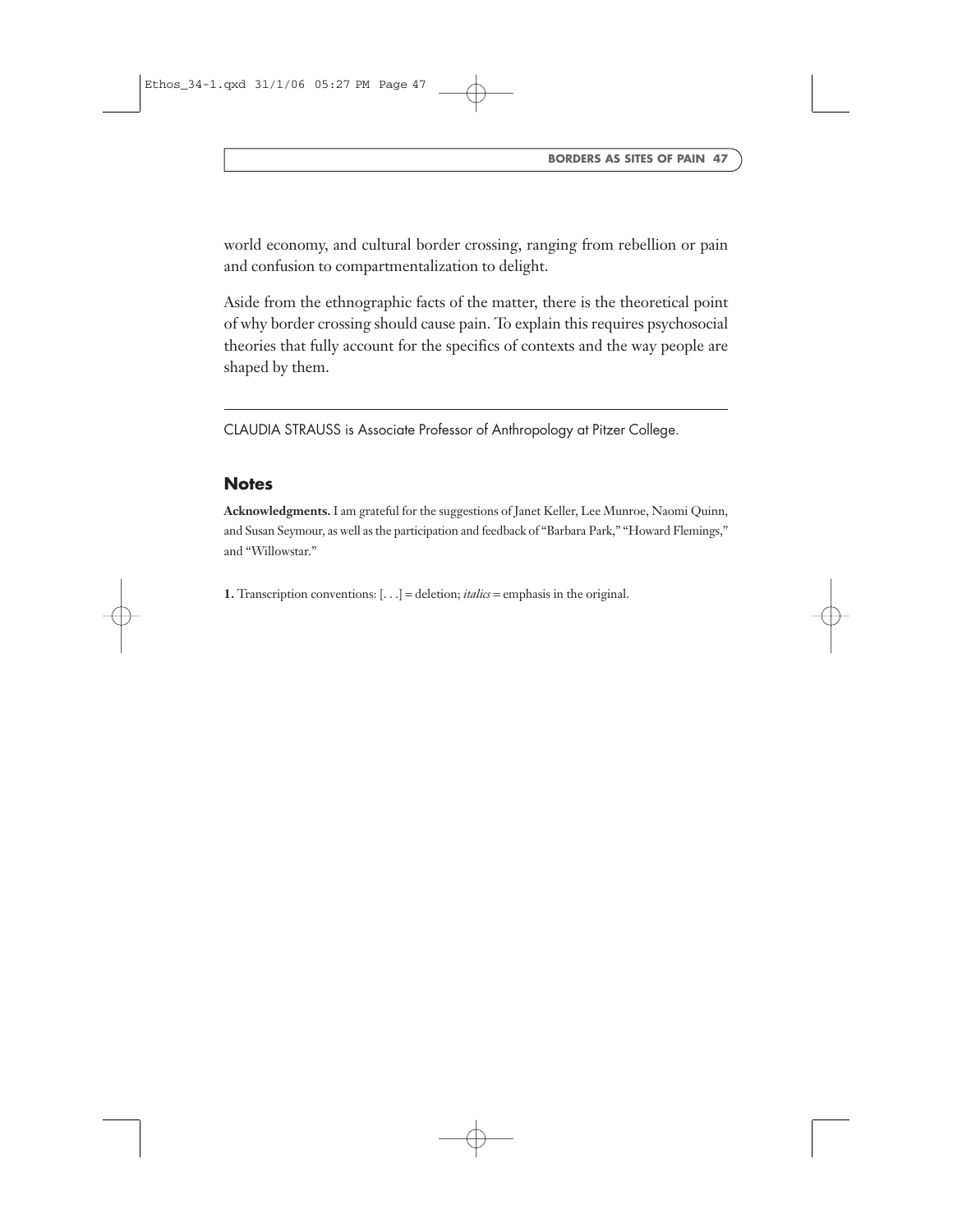world economy, and cultural border crossing, ranging from rebellion or pain and confusion to compartmentalization to delight.

Aside from the ethnographic facts of the matter, there is the theoretical point of why border crossing should cause pain. To explain this requires psychosocial theories that fully account for the specifics of contexts and the way people are shaped by them.

---

CLAUDIA STRAUSS is Associate Professor of Anthropology at Pitzer College.

## Notes

**Acknowledgments.** I am grateful for the suggestions of Janet Keller, Lee Munroe, Naomi Quinn, and Susan Seymour, as well as the participation and feedback of "Barbara Park," "Howard Flemings," and "Willowstar."

**1.** Transcription conventions: [. . .] = deletion; *italics* = emphasis in the original.